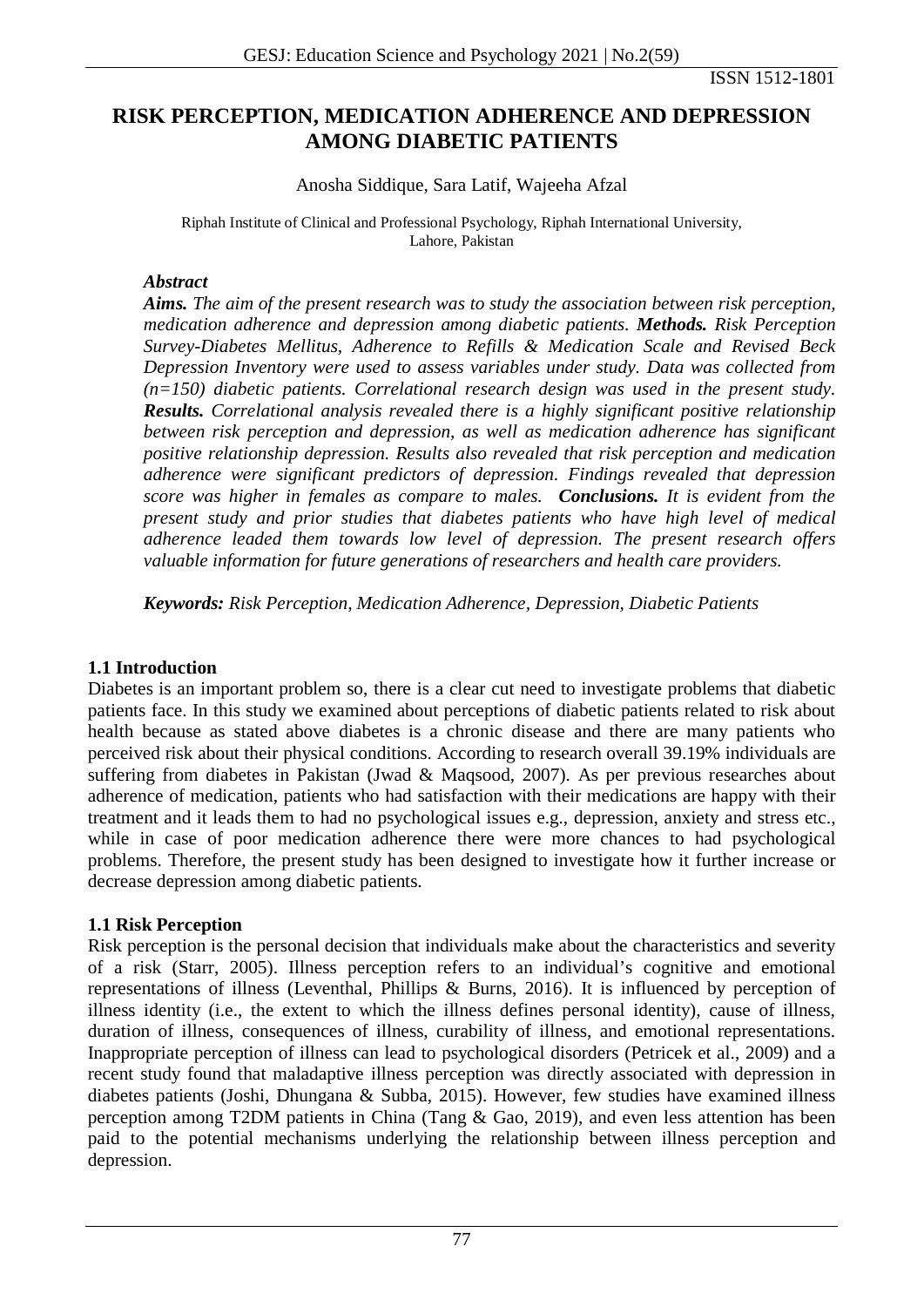ISSN 1512-1801

# RISK PERCEPTION, MEDICATION ADHERENCE AND DEPRESSION AMONG DIABETIC PATIENTS

Anosha Siddique, Sara Latif, Wajeeha Afzal

Riphah Institute of Clinical and Professional Psychology, Riphah International University, Lahore, Pakistan

***Abstract***

***Aims.*** *The aim of the present research was to study the association between risk perception, medication adherence and depression among diabetic patients.* ***Methods.*** *Risk Perception Survey-Diabetes Mellitus, Adherence to Refills & Medication Scale and Revised Beck Depression Inventory were used to assess variables under study. Data was collected from (n=150) diabetic patients. Correlational research design was used in the present study.* ***Results.*** *Correlational analysis revealed there is a highly significant positive relationship between risk perception and depression, as well as medication adherence has significant positive relationship depression. Results also revealed that risk perception and medication adherence were significant predictors of depression. Findings revealed that depression score was higher in females as compare to males.* ***Conclusions.*** *It is evident from the present study and prior studies that diabetes patients who have high level of medical adherence leaded them towards low level of depression. The present research offers valuable information for future generations of researchers and health care providers.*

***Keywords:*** *Risk Perception, Medication Adherence, Depression, Diabetic Patients*

## 1.1 Introduction

Diabetes is an important problem so, there is a clear cut need to investigate problems that diabetic patients face. In this study we examined about perceptions of diabetic patients related to risk about health because as stated above diabetes is a chronic disease and there are many patients who perceived risk about their physical conditions. According to research overall 39.19% individuals are suffering from diabetes in Pakistan (Jwad & Maqsood, 2007). As per previous researches about adherence of medication, patients who had satisfaction with their medications are happy with their treatment and it leads them to had no psychological issues e.g., depression, anxiety and stress etc., while in case of poor medication adherence there were more chances to had psychological problems. Therefore, the present study has been designed to investigate how it further increase or decrease depression among diabetic patients.

## 1.1 Risk Perception

Risk perception is the personal decision that individuals make about the characteristics and severity of a risk (Starr, 2005). Illness perception refers to an individual's cognitive and emotional representations of illness (Leventhal, Phillips & Burns, 2016). It is influenced by perception of illness identity (i.e., the extent to which the illness defines personal identity), cause of illness, duration of illness, consequences of illness, curability of illness, and emotional representations. Inappropriate perception of illness can lead to psychological disorders (Petricek et al., 2009) and a recent study found that maladaptive illness perception was directly associated with depression in diabetes patients (Joshi, Dhungana & Subba, 2015). However, few studies have examined illness perception among T2DM patients in China (Tang & Gao, 2019), and even less attention has been paid to the potential mechanisms underlying the relationship between illness perception and depression.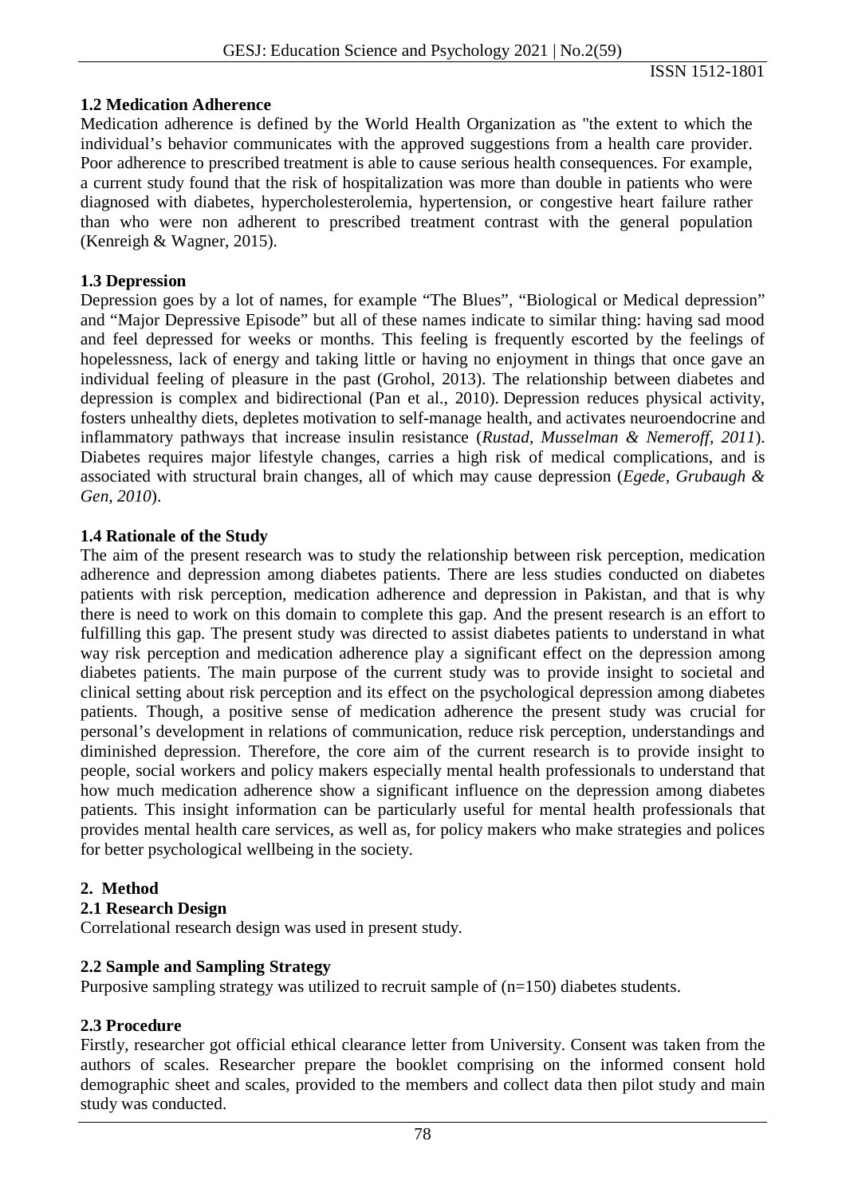### 1.2 Medication Adherence

Medication adherence is defined by the World Health Organization as "the extent to which the individual's behavior communicates with the approved suggestions from a health care provider. Poor adherence to prescribed treatment is able to cause serious health consequences. For example, a current study found that the risk of hospitalization was more than double in patients who were diagnosed with diabetes, hypercholesterolemia, hypertension, or congestive heart failure rather than who were non adherent to prescribed treatment contrast with the general population (Kenreigh & Wagner, 2015).

### 1.3 Depression

Depression goes by a lot of names, for example "The Blues", "Biological or Medical depression" and "Major Depressive Episode" but all of these names indicate to similar thing: having sad mood and feel depressed for weeks or months. This feeling is frequently escorted by the feelings of hopelessness, lack of energy and taking little or having no enjoyment in things that once gave an individual feeling of pleasure in the past (Grohol, 2013). The relationship between diabetes and depression is complex and bidirectional (Pan et al., 2010). Depression reduces physical activity, fosters unhealthy diets, depletes motivation to self-manage health, and activates neuroendocrine and inflammatory pathways that increase insulin resistance (*Rustad, Musselman & Nemeroff, 2011*). Diabetes requires major lifestyle changes, carries a high risk of medical complications, and is associated with structural brain changes, all of which may cause depression (*Egede, Grubaugh & Gen, 2010*).

### 1.4 Rationale of the Study

The aim of the present research was to study the relationship between risk perception, medication adherence and depression among diabetes patients. There are less studies conducted on diabetes patients with risk perception, medication adherence and depression in Pakistan, and that is why there is need to work on this domain to complete this gap. And the present research is an effort to fulfilling this gap. The present study was directed to assist diabetes patients to understand in what way risk perception and medication adherence play a significant effect on the depression among diabetes patients. The main purpose of the current study was to provide insight to societal and clinical setting about risk perception and its effect on the psychological depression among diabetes patients. Though, a positive sense of medication adherence the present study was crucial for personal's development in relations of communication, reduce risk perception, understandings and diminished depression. Therefore, the core aim of the current research is to provide insight to people, social workers and policy makers especially mental health professionals to understand that how much medication adherence show a significant influence on the depression among diabetes patients. This insight information can be particularly useful for mental health professionals that provides mental health care services, as well as, for policy makers who make strategies and polices for better psychological wellbeing in the society.

## 2. Method

### 2.1 Research Design

Correlational research design was used in present study.

### 2.2 Sample and Sampling Strategy

Purposive sampling strategy was utilized to recruit sample of (n=150) diabetes students.

### 2.3 Procedure

Firstly, researcher got official ethical clearance letter from University. Consent was taken from the authors of scales. Researcher prepare the booklet comprising on the informed consent hold demographic sheet and scales, provided to the members and collect data then pilot study and main study was conducted.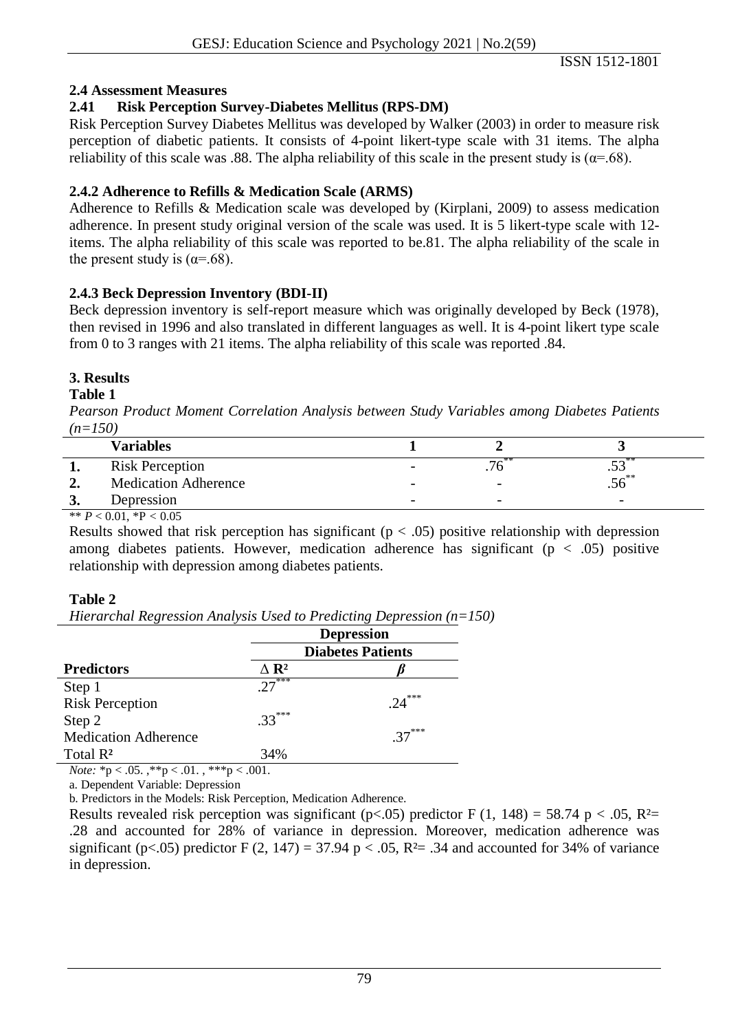### 2.4 Assessment Measures

#### 2.41 Risk Perception Survey-Diabetes Mellitus (RPS-DM)

Risk Perception Survey Diabetes Mellitus was developed by Walker (2003) in order to measure risk perception of diabetic patients. It consists of 4-point likert-type scale with 31 items. The alpha reliability of this scale was .88. The alpha reliability of this scale in the present study is ($\alpha$=.68).

#### 2.4.2 Adherence to Refills & Medication Scale (ARMS)

Adherence to Refills & Medication scale was developed by (Kirplani, 2009) to assess medication adherence. In present study original version of the scale was used. It is 5 likert-type scale with 12-items. The alpha reliability of this scale was reported to be.81. The alpha reliability of the scale in the present study is ($\alpha$=.68).

#### 2.4.3 Beck Depression Inventory (BDI-II)

Beck depression inventory is self-report measure which was originally developed by Beck (1978), then revised in 1996 and also translated in different languages as well. It is 4-point likert type scale from 0 to 3 ranges with 21 items. The alpha reliability of this scale was reported .84.

## 3. Results

**Table 1**

*Pearson Product Moment Correlation Analysis between Study Variables among Diabetes Patients (n=150)*

| | Variables | 1 | 2 | 3 |
|---|---|---|---|---|
| 1. | Risk Perception | - | .76** | .53** |
| 2. | Medication Adherence | - | - | .56** |
| 3. | Depression | - | - | - |

** $P < 0.01$, *$P < 0.05$

Results showed that risk perception has significant ($p < .05$) positive relationship with depression among diabetes patients. However, medication adherence has significant ($p < .05$) positive relationship with depression among diabetes patients.

**Table 2**

*Hierarchal Regression Analysis Used to Predicting Depression (n=150)*

| | Depression | |
|---|---|---|
| | Diabetes Patients | |
| Predictors | $\Delta R^2$ | $\beta$ |
| Step 1 | .27*** | |
| Risk Perception | | .24*** |
| Step 2 | .33*** | |
| Medication Adherence | | .37*** |
| Total $R^2$ | 34% | |

*Note:* *$p < .05$. ,**$p < .01$. , ***$p < .001$.

a. Dependent Variable: Depression

b. Predictors in the Models: Risk Perception, Medication Adherence.

Results revealed risk perception was significant ($p<.05$) predictor $F(1, 148) = 58.74$ $p < .05$, $R^2$= .28 and accounted for 28% of variance in depression. Moreover, medication adherence was significant ($p<.05$) predictor $F(2, 147) = 37.94$ $p < .05$, $R^2$= .34 and accounted for 34% of variance in depression.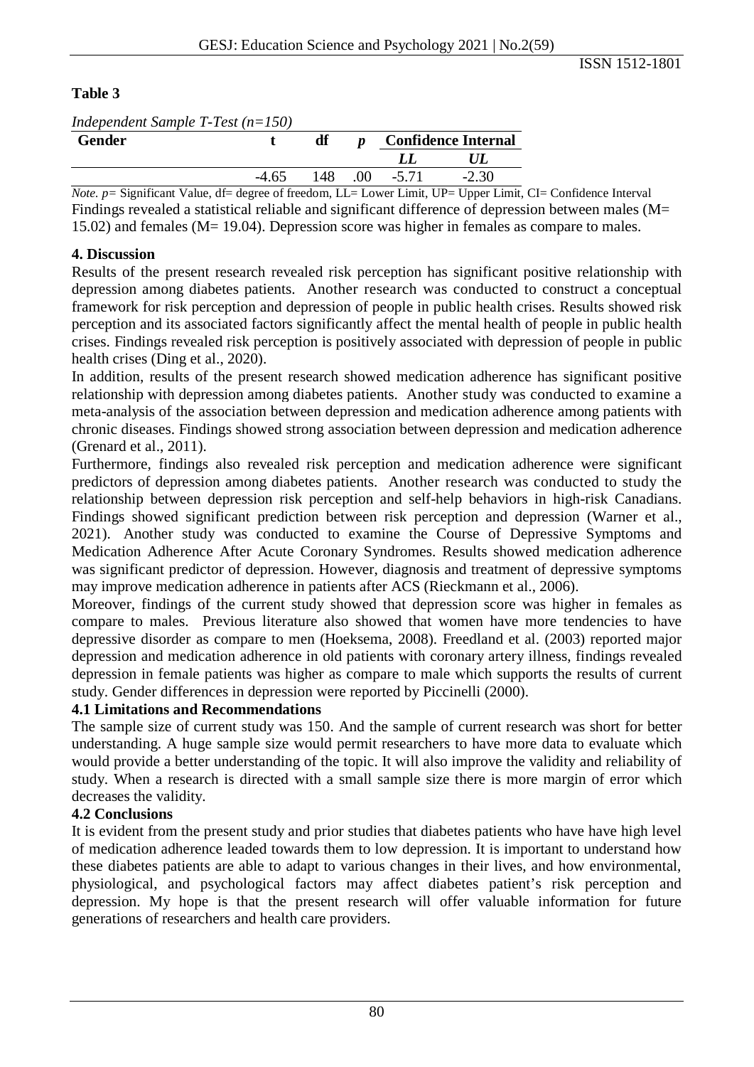**Table 3**

*Independent Sample T-Test (n=150)*

| Gender | t | df | *p* | Confidence Internal | |
|---|---|---|---|---|---|
| | | | | ***LL*** | ***UL*** |
| | -4.65 | 148 | .00 | -5.71 | -2.30 |

*Note. p=* Significant Value, df= degree of freedom, LL= Lower Limit, UP= Upper Limit, CI= Confidence Interval

Findings revealed a statistical reliable and significant difference of depression between males (M= 15.02) and females (M= 19.04). Depression score was higher in females as compare to males.

## 4. Discussion

Results of the present research revealed risk perception has significant positive relationship with depression among diabetes patients. Another research was conducted to construct a conceptual framework for risk perception and depression of people in public health crises. Results showed risk perception and its associated factors significantly affect the mental health of people in public health crises. Findings revealed risk perception is positively associated with depression of people in public health crises (Ding et al., 2020).

In addition, results of the present research showed medication adherence has significant positive relationship with depression among diabetes patients. Another study was conducted to examine a meta-analysis of the association between depression and medication adherence among patients with chronic diseases. Findings showed strong association between depression and medication adherence (Grenard et al., 2011).

Furthermore, findings also revealed risk perception and medication adherence were significant predictors of depression among diabetes patients. Another research was conducted to study the relationship between depression risk perception and self-help behaviors in high-risk Canadians. Findings showed significant prediction between risk perception and depression (Warner et al., 2021). Another study was conducted to examine the Course of Depressive Symptoms and Medication Adherence After Acute Coronary Syndromes. Results showed medication adherence was significant predictor of depression. However, diagnosis and treatment of depressive symptoms may improve medication adherence in patients after ACS (Rieckmann et al., 2006).

Moreover, findings of the current study showed that depression score was higher in females as compare to males. Previous literature also showed that women have more tendencies to have depressive disorder as compare to men (Hoeksema, 2008). Freedland et al. (2003) reported major depression and medication adherence in old patients with coronary artery illness, findings revealed depression in female patients was higher as compare to male which supports the results of current study. Gender differences in depression were reported by Piccinelli (2000).

### 4.1 Limitations and Recommendations

The sample size of current study was 150. And the sample of current research was short for better understanding. A huge sample size would permit researchers to have more data to evaluate which would provide a better understanding of the topic. It will also improve the validity and reliability of study. When a research is directed with a small sample size there is more margin of error which decreases the validity.

### 4.2 Conclusions

It is evident from the present study and prior studies that diabetes patients who have have high level of medication adherence leaded towards them to low depression. It is important to understand how these diabetes patients are able to adapt to various changes in their lives, and how environmental, physiological, and psychological factors may affect diabetes patient's risk perception and depression. My hope is that the present research will offer valuable information for future generations of researchers and health care providers.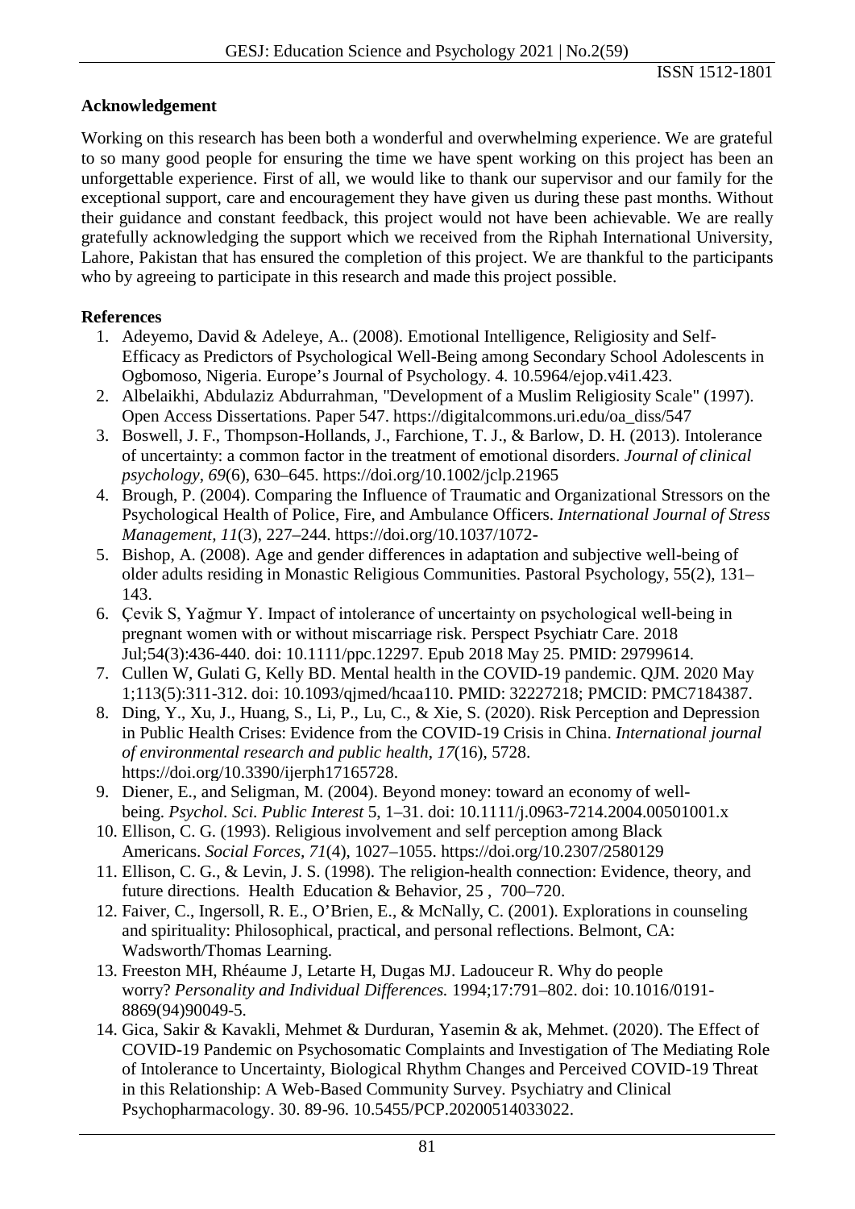## Acknowledgement

Working on this research has been both a wonderful and overwhelming experience. We are grateful to so many good people for ensuring the time we have spent working on this project has been an unforgettable experience. First of all, we would like to thank our supervisor and our family for the exceptional support, care and encouragement they have given us during these past months. Without their guidance and constant feedback, this project would not have been achievable. We are really gratefully acknowledging the support which we received from the Riphah International University, Lahore, Pakistan that has ensured the completion of this project. We are thankful to the participants who by agreeing to participate in this research and made this project possible.

## References

1. Adeyemo, David & Adeleye, A.. (2008). Emotional Intelligence, Religiosity and Self-Efficacy as Predictors of Psychological Well-Being among Secondary School Adolescents in Ogbomoso, Nigeria. Europe's Journal of Psychology. 4. 10.5964/ejop.v4i1.423.
2. Albelaikhi, Abdulaziz Abdurrahman, "Development of a Muslim Religiosity Scale" (1997). Open Access Dissertations. Paper 547. https://digitalcommons.uri.edu/oa_diss/547
3. Boswell, J. F., Thompson-Hollands, J., Farchione, T. J., & Barlow, D. H. (2013). Intolerance of uncertainty: a common factor in the treatment of emotional disorders. *Journal of clinical psychology*, *69*(6), 630–645. https://doi.org/10.1002/jclp.21965
4. Brough, P. (2004). Comparing the Influence of Traumatic and Organizational Stressors on the Psychological Health of Police, Fire, and Ambulance Officers. *International Journal of Stress Management*, *11*(3), 227–244. https://doi.org/10.1037/1072-
5. Bishop, A. (2008). Age and gender differences in adaptation and subjective well-being of older adults residing in Monastic Religious Communities. Pastoral Psychology, 55(2), 131–143.
6. Çevik S, Yağmur Y. Impact of intolerance of uncertainty on psychological well-being in pregnant women with or without miscarriage risk. Perspect Psychiatr Care. 2018 Jul;54(3):436-440. doi: 10.1111/ppc.12297. Epub 2018 May 25. PMID: 29799614.
7. Cullen W, Gulati G, Kelly BD. Mental health in the COVID-19 pandemic. QJM. 2020 May 1;113(5):311-312. doi: 10.1093/qjmed/hcaa110. PMID: 32227218; PMCID: PMC7184387.
8. Ding, Y., Xu, J., Huang, S., Li, P., Lu, C., & Xie, S. (2020). Risk Perception and Depression in Public Health Crises: Evidence from the COVID-19 Crisis in China. *International journal of environmental research and public health*, *17*(16), 5728. https://doi.org/10.3390/ijerph17165728.
9. Diener, E., and Seligman, M. (2004). Beyond money: toward an economy of well-being. *Psychol. Sci. Public Interest* 5, 1–31. doi: 10.1111/j.0963-7214.2004.00501001.x
10. Ellison, C. G. (1993). Religious involvement and self perception among Black Americans. *Social Forces*, *71*(4), 1027–1055. https://doi.org/10.2307/2580129
11. Ellison, C. G., & Levin, J. S. (1998). The religion-health connection: Evidence, theory, and future directions. Health Education & Behavior, 25 , 700–720.
12. Faiver, C., Ingersoll, R. E., O'Brien, E., & McNally, C. (2001). Explorations in counseling and spirituality: Philosophical, practical, and personal reflections. Belmont, CA: Wadsworth/Thomas Learning.
13. Freeston MH, Rhéaume J, Letarte H, Dugas MJ. Ladouceur R. Why do people worry? *Personality and Individual Differences.* 1994;17:791–802. doi: 10.1016/0191-8869(94)90049-5.
14. Gica, Sakir & Kavakli, Mehmet & Durduran, Yasemin & ak, Mehmet. (2020). The Effect of COVID-19 Pandemic on Psychosomatic Complaints and Investigation of The Mediating Role of Intolerance to Uncertainty, Biological Rhythm Changes and Perceived COVID-19 Threat in this Relationship: A Web-Based Community Survey. Psychiatry and Clinical Psychopharmacology. 30. 89-96. 10.5455/PCP.20200514033022.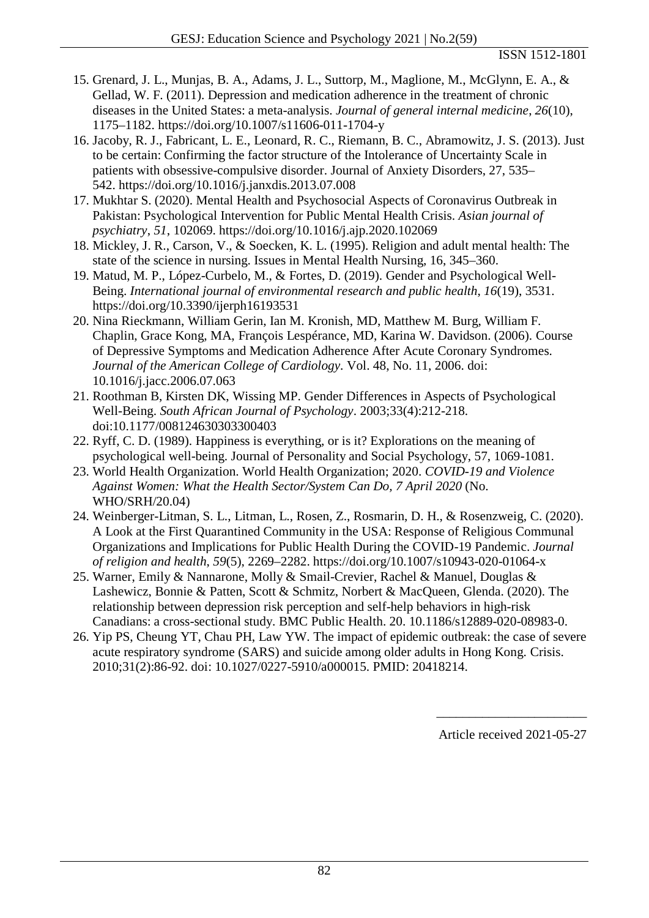15. Grenard, J. L., Munjas, B. A., Adams, J. L., Suttorp, M., Maglione, M., McGlynn, E. A., & Gellad, W. F. (2011). Depression and medication adherence in the treatment of chronic diseases in the United States: a meta-analysis. *Journal of general internal medicine*, *26*(10), 1175–1182. https://doi.org/10.1007/s11606-011-1704-y
16. Jacoby, R. J., Fabricant, L. E., Leonard, R. C., Riemann, B. C., Abramowitz, J. S. (2013). Just to be certain: Confirming the factor structure of the Intolerance of Uncertainty Scale in patients with obsessive-compulsive disorder. Journal of Anxiety Disorders, 27, 535–542. https://doi.org/10.1016/j.janxdis.2013.07.008
17. Mukhtar S. (2020). Mental Health and Psychosocial Aspects of Coronavirus Outbreak in Pakistan: Psychological Intervention for Public Mental Health Crisis. *Asian journal of psychiatry*, *51*, 102069. https://doi.org/10.1016/j.ajp.2020.102069
18. Mickley, J. R., Carson, V., & Soecken, K. L. (1995). Religion and adult mental health: The state of the science in nursing. Issues in Mental Health Nursing, 16, 345–360.
19. Matud, M. P., López-Curbelo, M., & Fortes, D. (2019). Gender and Psychological Well-Being. *International journal of environmental research and public health*, *16*(19), 3531. https://doi.org/10.3390/ijerph16193531
20. Nina Rieckmann, William Gerin, Ian M. Kronish, MD, Matthew M. Burg, William F. Chaplin, Grace Kong, MA, François Lespérance, MD, Karina W. Davidson. (2006). Course of Depressive Symptoms and Medication Adherence After Acute Coronary Syndromes. *Journal of the American College of Cardiology*. Vol. 48, No. 11, 2006. doi: 10.1016/j.jacc.2006.07.063
21. Roothman B, Kirsten DK, Wissing MP. Gender Differences in Aspects of Psychological Well-Being. *South African Journal of Psychology*. 2003;33(4):212-218. doi:10.1177/008124630303300403
22. Ryff, C. D. (1989). Happiness is everything, or is it? Explorations on the meaning of psychological well-being. Journal of Personality and Social Psychology, 57, 1069-1081.
23. World Health Organization. World Health Organization; 2020. *COVID-19 and Violence Against Women: What the Health Sector/System Can Do, 7 April 2020* (No. WHO/SRH/20.04)
24. Weinberger-Litman, S. L., Litman, L., Rosen, Z., Rosmarin, D. H., & Rosenzweig, C. (2020). A Look at the First Quarantined Community in the USA: Response of Religious Communal Organizations and Implications for Public Health During the COVID-19 Pandemic. *Journal of religion and health*, *59*(5), 2269–2282. https://doi.org/10.1007/s10943-020-01064-x
25. Warner, Emily & Nannarone, Molly & Smail-Crevier, Rachel & Manuel, Douglas & Lashewicz, Bonnie & Patten, Scott & Schmitz, Norbert & MacQueen, Glenda. (2020). The relationship between depression risk perception and self-help behaviors in high-risk Canadians: a cross-sectional study. BMC Public Health. 20. 10.1186/s12889-020-08983-0.
26. Yip PS, Cheung YT, Chau PH, Law YW. The impact of epidemic outbreak: the case of severe acute respiratory syndrome (SARS) and suicide among older adults in Hong Kong. Crisis. 2010;31(2):86-92. doi: 10.1027/0227-5910/a000015. PMID: 20418214.

---

Article received 2021-05-27